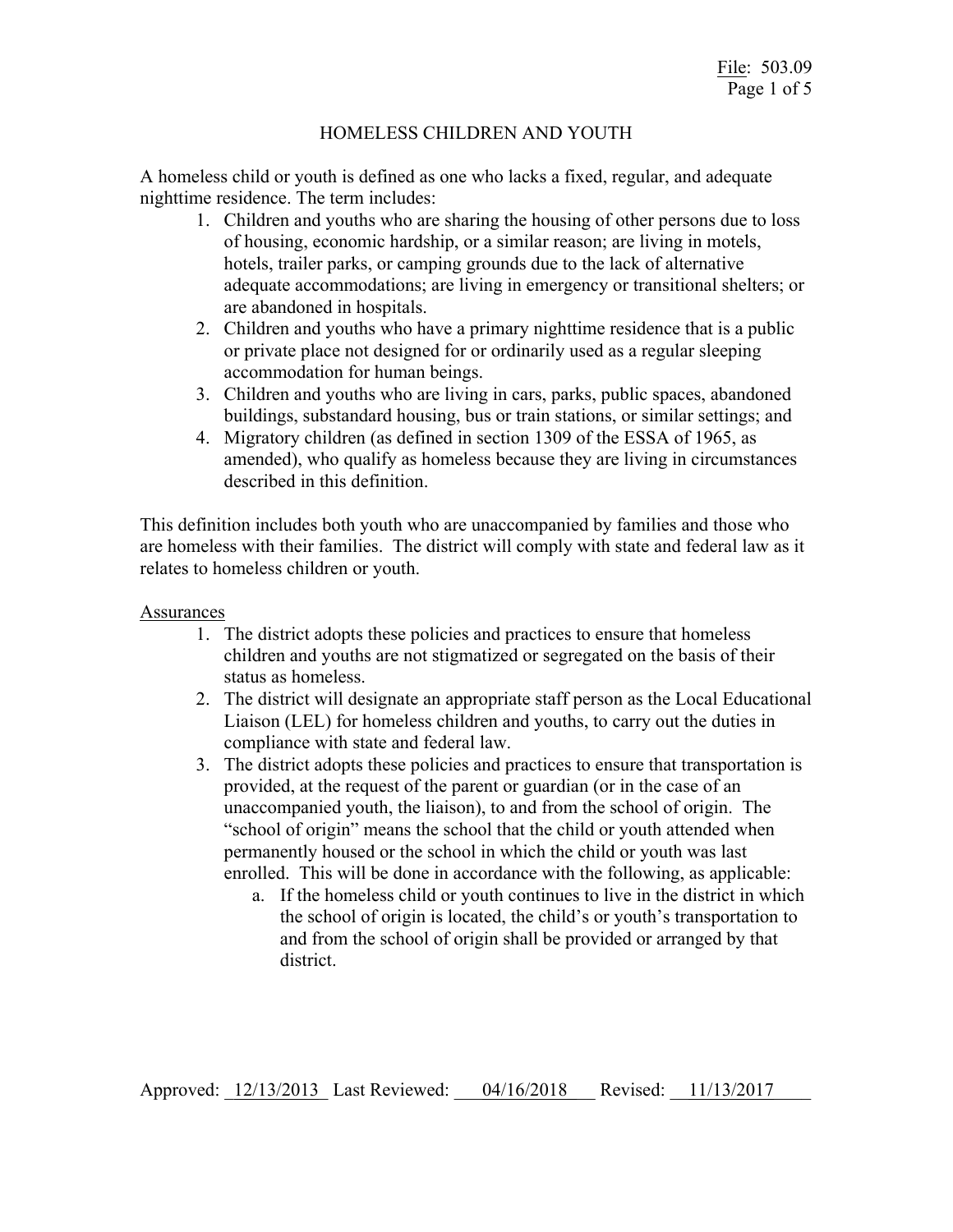# HOMELESS CHILDREN AND YOUTH

A homeless child or youth is defined as one who lacks a fixed, regular, and adequate nighttime residence. The term includes:

1. Children and youths who are sharing the housing of other persons due to loss of housing, economic hardship, or a similar reason; are living in motels, hotels, trailer parks, or camping grounds due to the lack of alternative adequate accommodations; are living in emergency or transitional shelters; or are abandoned in hospitals.
2. Children and youths who have a primary nighttime residence that is a public or private place not designed for or ordinarily used as a regular sleeping accommodation for human beings.
3. Children and youths who are living in cars, parks, public spaces, abandoned buildings, substandard housing, bus or train stations, or similar settings; and
4. Migratory children (as defined in section 1309 of the ESSA of 1965, as amended), who qualify as homeless because they are living in circumstances described in this definition.

This definition includes both youth who are unaccompanied by families and those who are homeless with their families. The district will comply with state and federal law as it relates to homeless children or youth.

## Assurances

1. The district adopts these policies and practices to ensure that homeless children and youths are not stigmatized or segregated on the basis of their status as homeless.
2. The district will designate an appropriate staff person as the Local Educational Liaison (LEL) for homeless children and youths, to carry out the duties in compliance with state and federal law.
3. The district adopts these policies and practices to ensure that transportation is provided, at the request of the parent or guardian (or in the case of an unaccompanied youth, the liaison), to and from the school of origin. The "school of origin" means the school that the child or youth attended when permanently housed or the school in which the child or youth was last enrolled. This will be done in accordance with the following, as applicable:
    a. If the homeless child or youth continues to live in the district in which the school of origin is located, the child's or youth's transportation to and from the school of origin shall be provided or arranged by that district.

Approved: 12/13/2013 Last Reviewed: 04/16/2018 Revised: 11/13/2017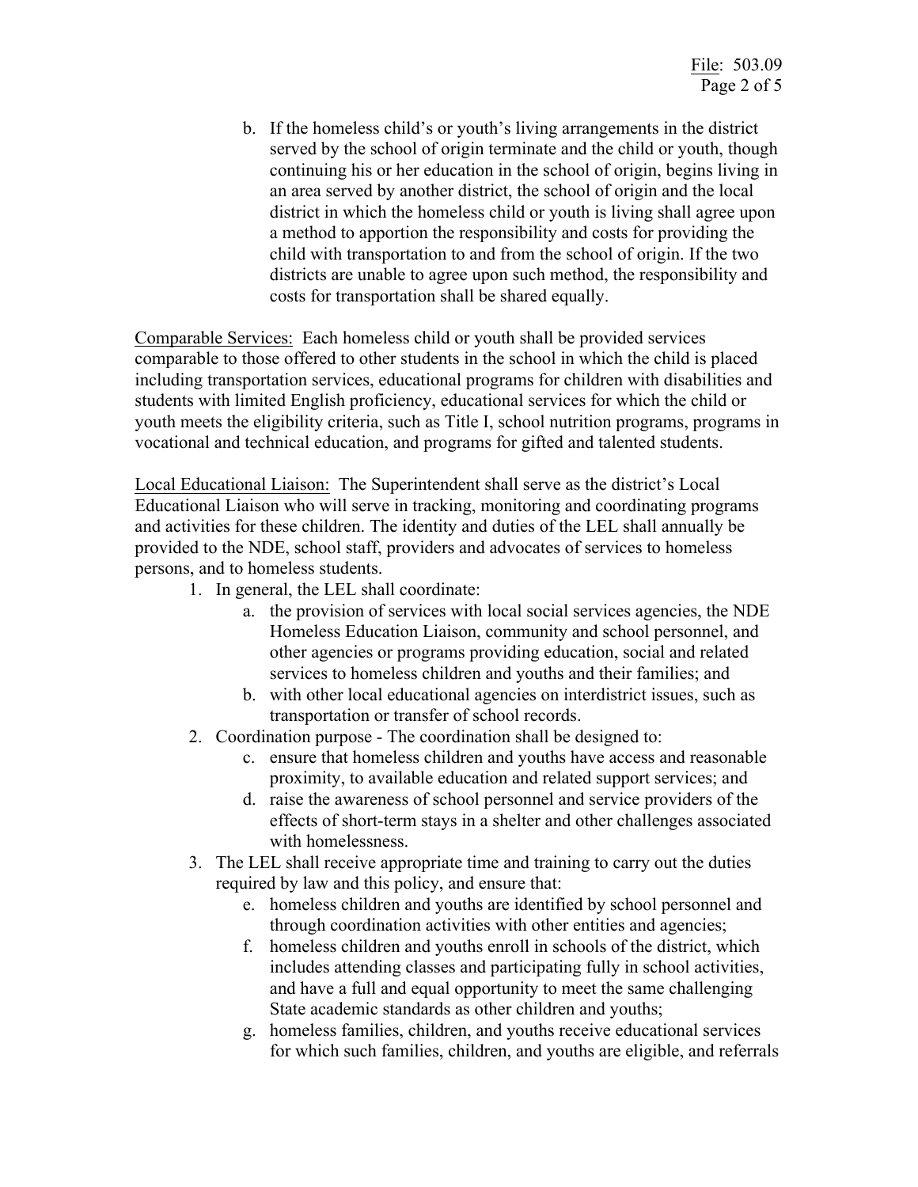b. If the homeless child's or youth's living arrangements in the district served by the school of origin terminate and the child or youth, though continuing his or her education in the school of origin, begins living in an area served by another district, the school of origin and the local district in which the homeless child or youth is living shall agree upon a method to apportion the responsibility and costs for providing the child with transportation to and from the school of origin. If the two districts are unable to agree upon such method, the responsibility and costs for transportation shall be shared equally.

Comparable Services: Each homeless child or youth shall be provided services comparable to those offered to other students in the school in which the child is placed including transportation services, educational programs for children with disabilities and students with limited English proficiency, educational services for which the child or youth meets the eligibility criteria, such as Title I, school nutrition programs, programs in vocational and technical education, and programs for gifted and talented students.

Local Educational Liaison: The Superintendent shall serve as the district's Local Educational Liaison who will serve in tracking, monitoring and coordinating programs and activities for these children. The identity and duties of the LEL shall annually be provided to the NDE, school staff, providers and advocates of services to homeless persons, and to homeless students.

1. In general, the LEL shall coordinate:
    a. the provision of services with local social services agencies, the NDE Homeless Education Liaison, community and school personnel, and other agencies or programs providing education, social and related services to homeless children and youths and their families; and
    b. with other local educational agencies on interdistrict issues, such as transportation or transfer of school records.
2. Coordination purpose - The coordination shall be designed to:
    c. ensure that homeless children and youths have access and reasonable proximity, to available education and related support services; and
    d. raise the awareness of school personnel and service providers of the effects of short-term stays in a shelter and other challenges associated with homelessness.
3. The LEL shall receive appropriate time and training to carry out the duties required by law and this policy, and ensure that:
    e. homeless children and youths are identified by school personnel and through coordination activities with other entities and agencies;
    f. homeless children and youths enroll in schools of the district, which includes attending classes and participating fully in school activities, and have a full and equal opportunity to meet the same challenging State academic standards as other children and youths;
    g. homeless families, children, and youths receive educational services for which such families, children, and youths are eligible, and referrals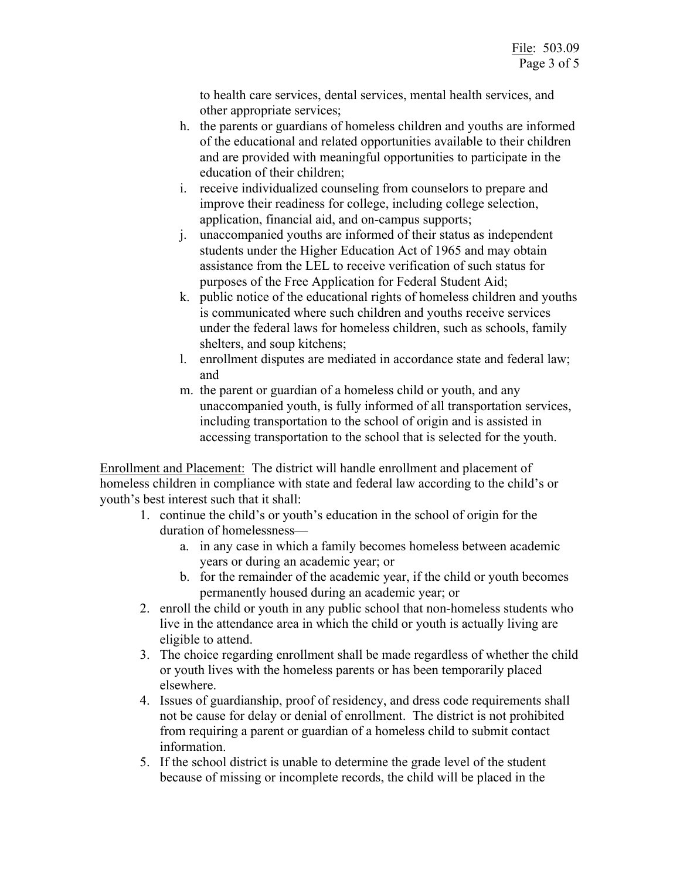to health care services, dental services, mental health services, and other appropriate services;

h. the parents or guardians of homeless children and youths are informed of the educational and related opportunities available to their children and are provided with meaningful opportunities to participate in the education of their children;
i. receive individualized counseling from counselors to prepare and improve their readiness for college, including college selection, application, financial aid, and on-campus supports;
j. unaccompanied youths are informed of their status as independent students under the Higher Education Act of 1965 and may obtain assistance from the LEL to receive verification of such status for purposes of the Free Application for Federal Student Aid;
k. public notice of the educational rights of homeless children and youths is communicated where such children and youths receive services under the federal laws for homeless children, such as schools, family shelters, and soup kitchens;
l. enrollment disputes are mediated in accordance state and federal law; and
m. the parent or guardian of a homeless child or youth, and any unaccompanied youth, is fully informed of all transportation services, including transportation to the school of origin and is assisted in accessing transportation to the school that is selected for the youth.

Enrollment and Placement: The district will handle enrollment and placement of homeless children in compliance with state and federal law according to the child's or youth's best interest such that it shall:

1. continue the child's or youth's education in the school of origin for the duration of homelessness—
   a. in any case in which a family becomes homeless between academic years or during an academic year; or
   b. for the remainder of the academic year, if the child or youth becomes permanently housed during an academic year; or
2. enroll the child or youth in any public school that non-homeless students who live in the attendance area in which the child or youth is actually living are eligible to attend.
3. The choice regarding enrollment shall be made regardless of whether the child or youth lives with the homeless parents or has been temporarily placed elsewhere.
4. Issues of guardianship, proof of residency, and dress code requirements shall not be cause for delay or denial of enrollment. The district is not prohibited from requiring a parent or guardian of a homeless child to submit contact information.
5. If the school district is unable to determine the grade level of the student because of missing or incomplete records, the child will be placed in the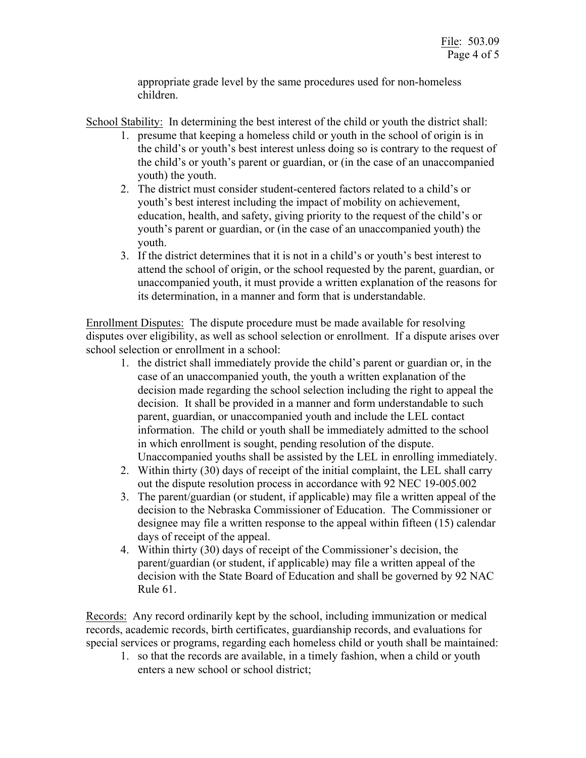appropriate grade level by the same procedures used for non-homeless children.

<u>School Stability:</u> In determining the best interest of the child or youth the district shall:

1. presume that keeping a homeless child or youth in the school of origin is in the child's or youth's best interest unless doing so is contrary to the request of the child's or youth's parent or guardian, or (in the case of an unaccompanied youth) the youth.
2. The district must consider student-centered factors related to a child's or youth's best interest including the impact of mobility on achievement, education, health, and safety, giving priority to the request of the child's or youth's parent or guardian, or (in the case of an unaccompanied youth) the youth.
3. If the district determines that it is not in a child's or youth's best interest to attend the school of origin, or the school requested by the parent, guardian, or unaccompanied youth, it must provide a written explanation of the reasons for its determination, in a manner and form that is understandable.

<u>Enrollment Disputes:</u> The dispute procedure must be made available for resolving disputes over eligibility, as well as school selection or enrollment. If a dispute arises over school selection or enrollment in a school:

1. the district shall immediately provide the child's parent or guardian or, in the case of an unaccompanied youth, the youth a written explanation of the decision made regarding the school selection including the right to appeal the decision. It shall be provided in a manner and form understandable to such parent, guardian, or unaccompanied youth and include the LEL contact information. The child or youth shall be immediately admitted to the school in which enrollment is sought, pending resolution of the dispute. Unaccompanied youths shall be assisted by the LEL in enrolling immediately.
2. Within thirty (30) days of receipt of the initial complaint, the LEL shall carry out the dispute resolution process in accordance with 92 NEC 19-005.002
3. The parent/guardian (or student, if applicable) may file a written appeal of the decision to the Nebraska Commissioner of Education. The Commissioner or designee may file a written response to the appeal within fifteen (15) calendar days of receipt of the appeal.
4. Within thirty (30) days of receipt of the Commissioner's decision, the parent/guardian (or student, if applicable) may file a written appeal of the decision with the State Board of Education and shall be governed by 92 NAC Rule 61.

<u>Records:</u> Any record ordinarily kept by the school, including immunization or medical records, academic records, birth certificates, guardianship records, and evaluations for special services or programs, regarding each homeless child or youth shall be maintained:

1. so that the records are available, in a timely fashion, when a child or youth enters a new school or school district;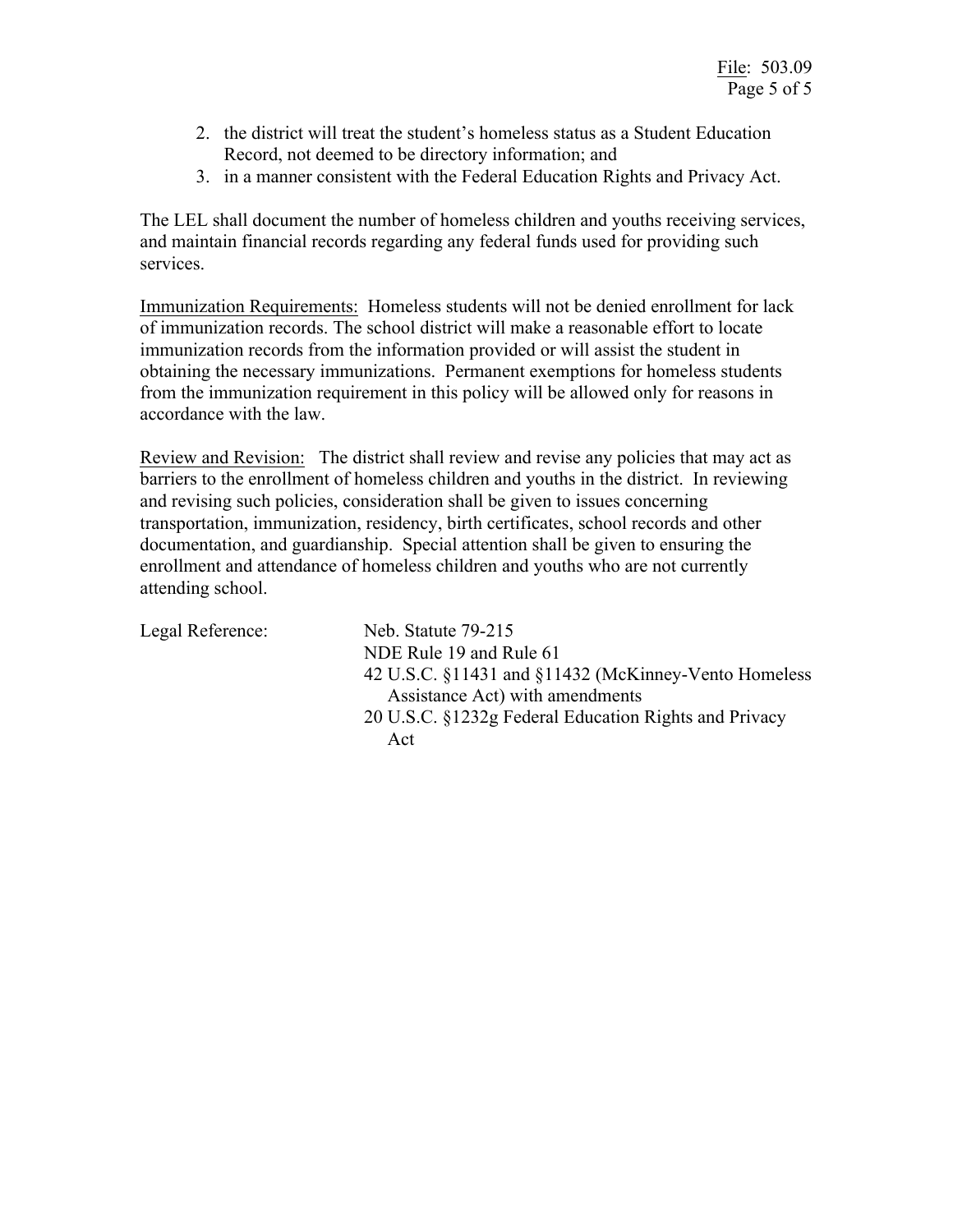2. the district will treat the student's homeless status as a Student Education Record, not deemed to be directory information; and
3. in a manner consistent with the Federal Education Rights and Privacy Act.

The LEL shall document the number of homeless children and youths receiving services, and maintain financial records regarding any federal funds used for providing such services.

Immunization Requirements: Homeless students will not be denied enrollment for lack of immunization records. The school district will make a reasonable effort to locate immunization records from the information provided or will assist the student in obtaining the necessary immunizations. Permanent exemptions for homeless students from the immunization requirement in this policy will be allowed only for reasons in accordance with the law.

Review and Revision: The district shall review and revise any policies that may act as barriers to the enrollment of homeless children and youths in the district. In reviewing and revising such policies, consideration shall be given to issues concerning transportation, immunization, residency, birth certificates, school records and other documentation, and guardianship. Special attention shall be given to ensuring the enrollment and attendance of homeless children and youths who are not currently attending school.

Legal Reference:

Neb. Statute 79-215
NDE Rule 19 and Rule 61
42 U.S.C. §11431 and §11432 (McKinney-Vento Homeless Assistance Act) with amendments
20 U.S.C. §1232g Federal Education Rights and Privacy Act